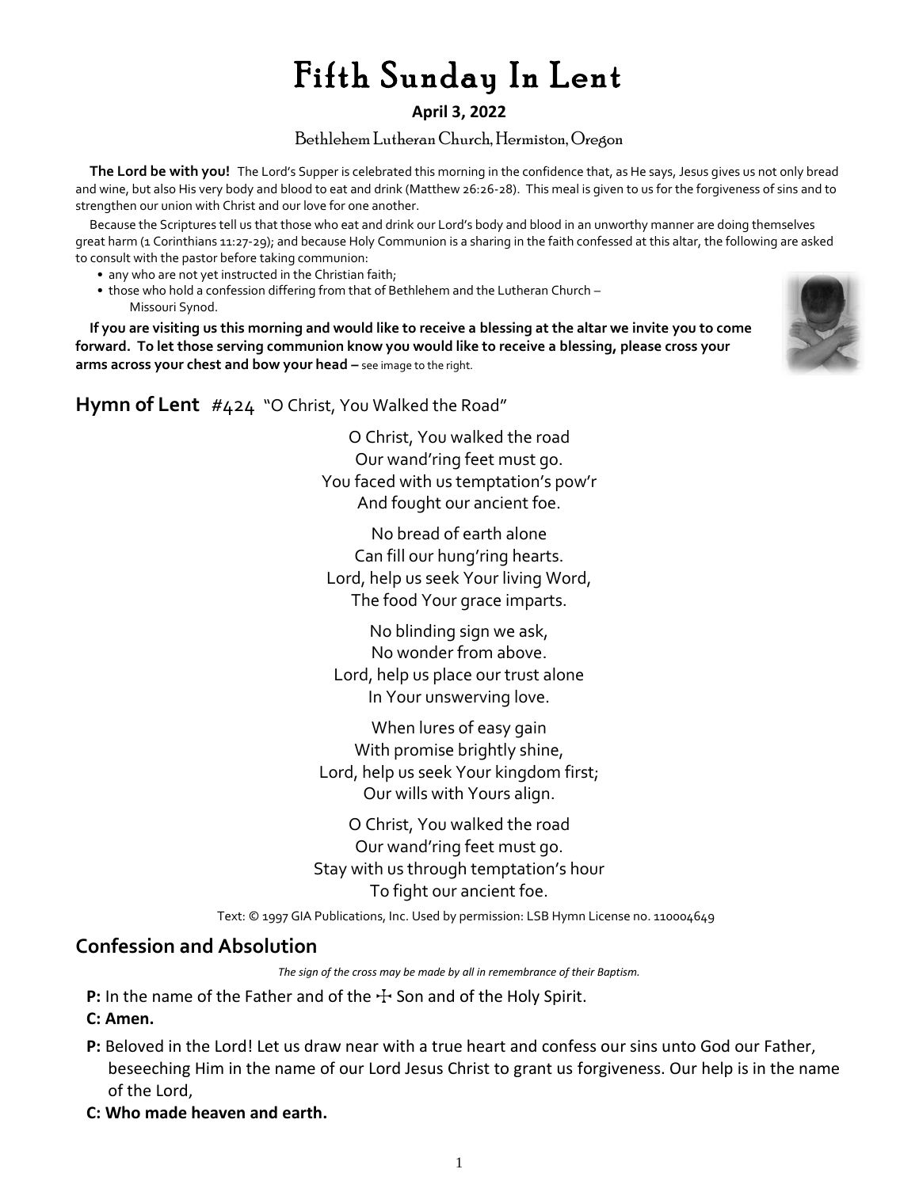# Fifth Sunday In Lent

**April 3, 2022**

Bethlehem Lutheran Church, Hermiston, Oregon

**The Lord be with you!** The Lord's Supper is celebrated this morning in the confidence that, as He says, Jesus gives us not only bread and wine, but also His very body and blood to eat and drink (Matthew 26:26-28). This meal is given to us for the forgiveness of sins and to strengthen our union with Christ and our love for one another.

Because the Scriptures tell us that those who eat and drink our Lord's body and blood in an unworthy manner are doing themselves great harm (1 Corinthians 11:27-29); and because Holy Communion is a sharing in the faith confessed at this altar, the following are asked to consult with the pastor before taking communion:

- any who are not yet instructed in the Christian faith;
- those who hold a confession differing from that of Bethlehem and the Lutheran Church – Missouri Synod.

**If you are visiting us this morning and would like to receive a blessing at the altar we invite you to come forward. To let those serving communion know you would like to receive a blessing, please cross your arms across your chest and bow your head –** see image to the right.

## Hymn of Lent #424 "O Christ, You Walked the Road"

O Christ, You walked the road
Our wand'ring feet must go.
You faced with us temptation's pow'r
And fought our ancient foe.

No bread of earth alone
Can fill our hung'ring hearts.
Lord, help us seek Your living Word,
The food Your grace imparts.

No blinding sign we ask,
No wonder from above.
Lord, help us place our trust alone
In Your unswerving love.

When lures of easy gain
With promise brightly shine,
Lord, help us seek Your kingdom first;
Our wills with Yours align.

O Christ, You walked the road
Our wand'ring feet must go.
Stay with us through temptation's hour
To fight our ancient foe.

Text: © 1997 GIA Publications, Inc. Used by permission: LSB Hymn License no. 110004649

## Confession and Absolution

*The sign of the cross may be made by all in remembrance of their Baptism.*

**P:** In the name of the Father and of the ☩ Son and of the Holy Spirit.

**C: Amen.**

**P:** Beloved in the Lord! Let us draw near with a true heart and confess our sins unto God our Father, beseeching Him in the name of our Lord Jesus Christ to grant us forgiveness. Our help is in the name of the Lord,

**C: Who made heaven and earth.**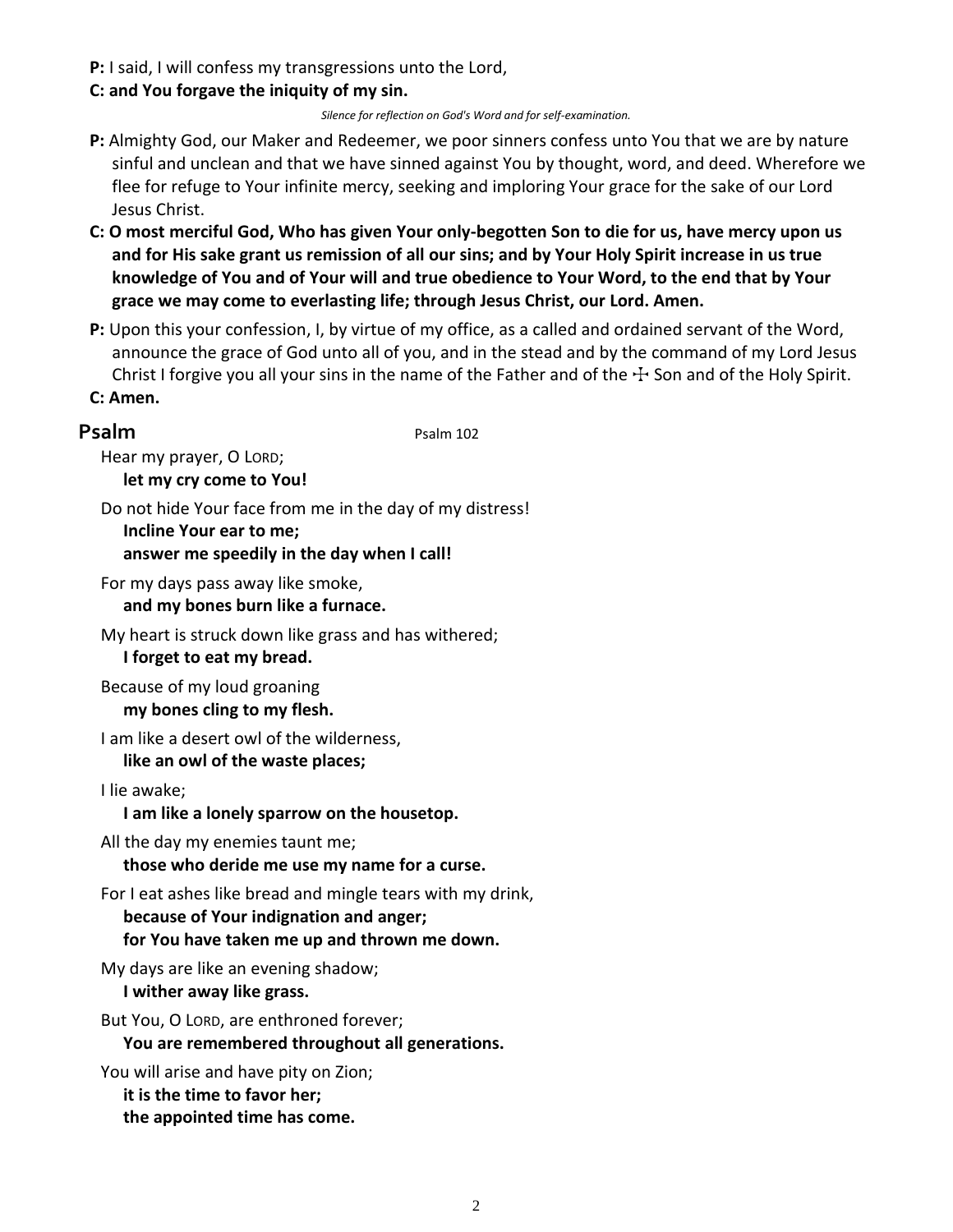**P:** I said, I will confess my transgressions unto the Lord,

**C: and You forgave the iniquity of my sin.**

*Silence for reflection on God's Word and for self-examination.*

**P:** Almighty God, our Maker and Redeemer, we poor sinners confess unto You that we are by nature sinful and unclean and that we have sinned against You by thought, word, and deed. Wherefore we flee for refuge to Your infinite mercy, seeking and imploring Your grace for the sake of our Lord Jesus Christ.

**C: O most merciful God, Who has given Your only-begotten Son to die for us, have mercy upon us and for His sake grant us remission of all our sins; and by Your Holy Spirit increase in us true knowledge of You and of Your will and true obedience to Your Word, to the end that by Your grace we may come to everlasting life; through Jesus Christ, our Lord. Amen.**

**P:** Upon this your confession, I, by virtue of my office, as a called and ordained servant of the Word, announce the grace of God unto all of you, and in the stead and by the command of my Lord Jesus Christ I forgive you all your sins in the name of the Father and of the ☩ Son and of the Holy Spirit.

**C: Amen.**

## Psalm

Psalm 102

Hear my prayer, O LORD;
**let my cry come to You!**

Do not hide Your face from me in the day of my distress!
**Incline Your ear to me;**
**answer me speedily in the day when I call!**

For my days pass away like smoke,
**and my bones burn like a furnace.**

My heart is struck down like grass and has withered;
**I forget to eat my bread.**

Because of my loud groaning
**my bones cling to my flesh.**

I am like a desert owl of the wilderness,
**like an owl of the waste places;**

I lie awake;
**I am like a lonely sparrow on the housetop.**

All the day my enemies taunt me;
**those who deride me use my name for a curse.**

For I eat ashes like bread and mingle tears with my drink,
**because of Your indignation and anger;**
**for You have taken me up and thrown me down.**

My days are like an evening shadow;
**I wither away like grass.**

But You, O LORD, are enthroned forever;
**You are remembered throughout all generations.**

You will arise and have pity on Zion;
**it is the time to favor her;**
**the appointed time has come.**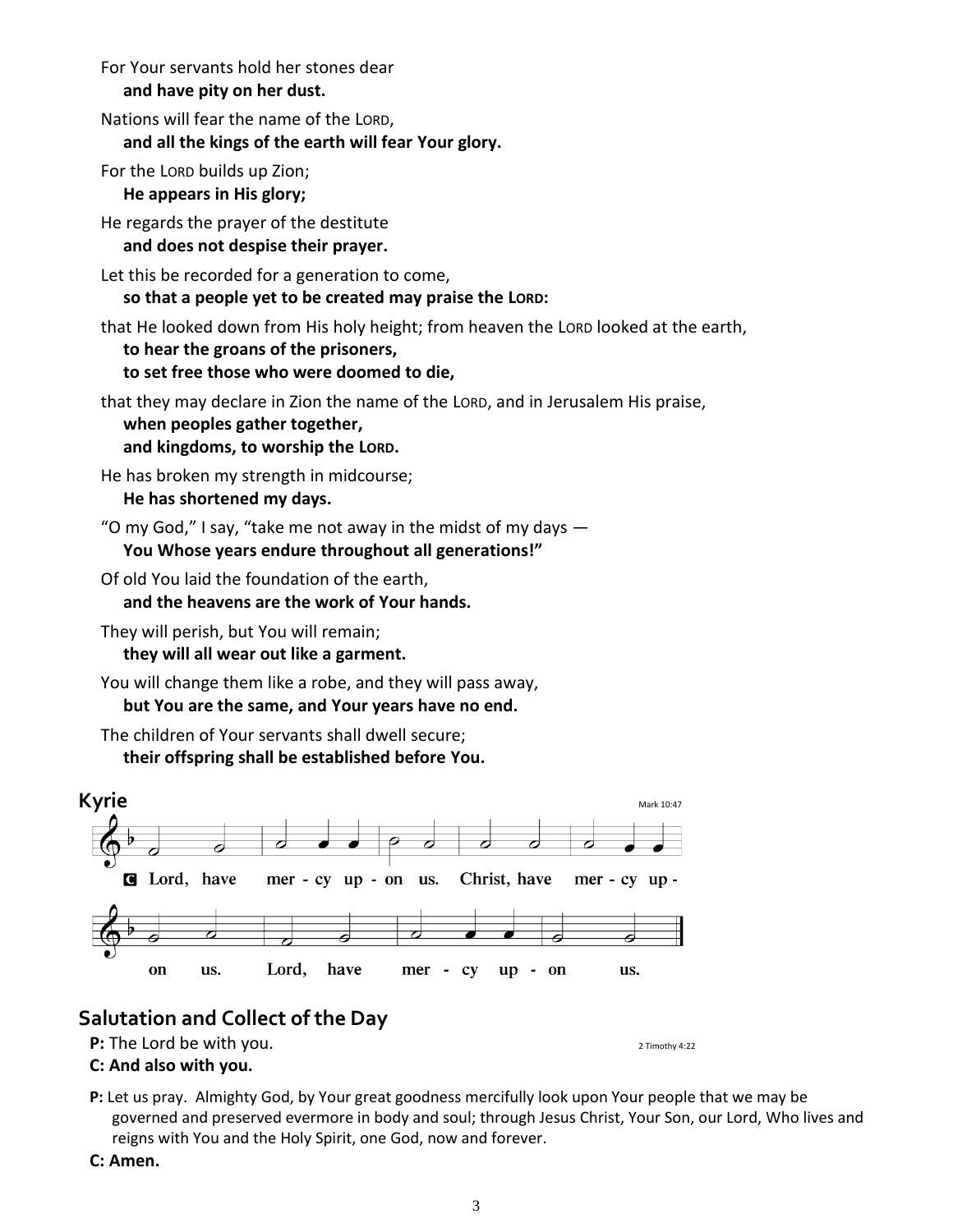For Your servants hold her stones dear
**and have pity on her dust.**

Nations will fear the name of the LORD,
**and all the kings of the earth will fear Your glory.**

For the LORD builds up Zion;
**He appears in His glory;**

He regards the prayer of the destitute
**and does not despise their prayer.**

Let this be recorded for a generation to come,
**so that a people yet to be created may praise the LORD:**

that He looked down from His holy height; from heaven the LORD looked at the earth,
**to hear the groans of the prisoners,**
**to set free those who were doomed to die,**

that they may declare in Zion the name of the LORD, and in Jerusalem His praise,
**when peoples gather together,**
**and kingdoms, to worship the LORD.**

He has broken my strength in midcourse;
**He has shortened my days.**

"O my God," I say, "take me not away in the midst of my days —
**You Whose years endure throughout all generations!"**

Of old You laid the foundation of the earth,
**and the heavens are the work of Your hands.**

They will perish, but You will remain;
**they will all wear out like a garment.**

You will change them like a robe, and they will pass away,
**but You are the same, and Your years have no end.**

The children of Your servants shall dwell secure;
**their offspring shall be established before You.**

## Kyrie

Mark 10:47

**C** Lord, have mer - cy up - on us. Christ, have mer - cy up - on us. Lord, have mer - cy up - on us.

## Salutation and Collect of the Day

**P:** The Lord be with you. 2 Timothy 4:22
**C: And also with you.**

**P:** Let us pray. Almighty God, by Your great goodness mercifully look upon Your people that we may be governed and preserved evermore in body and soul; through Jesus Christ, Your Son, our Lord, Who lives and reigns with You and the Holy Spirit, one God, now and forever.

**C: Amen.**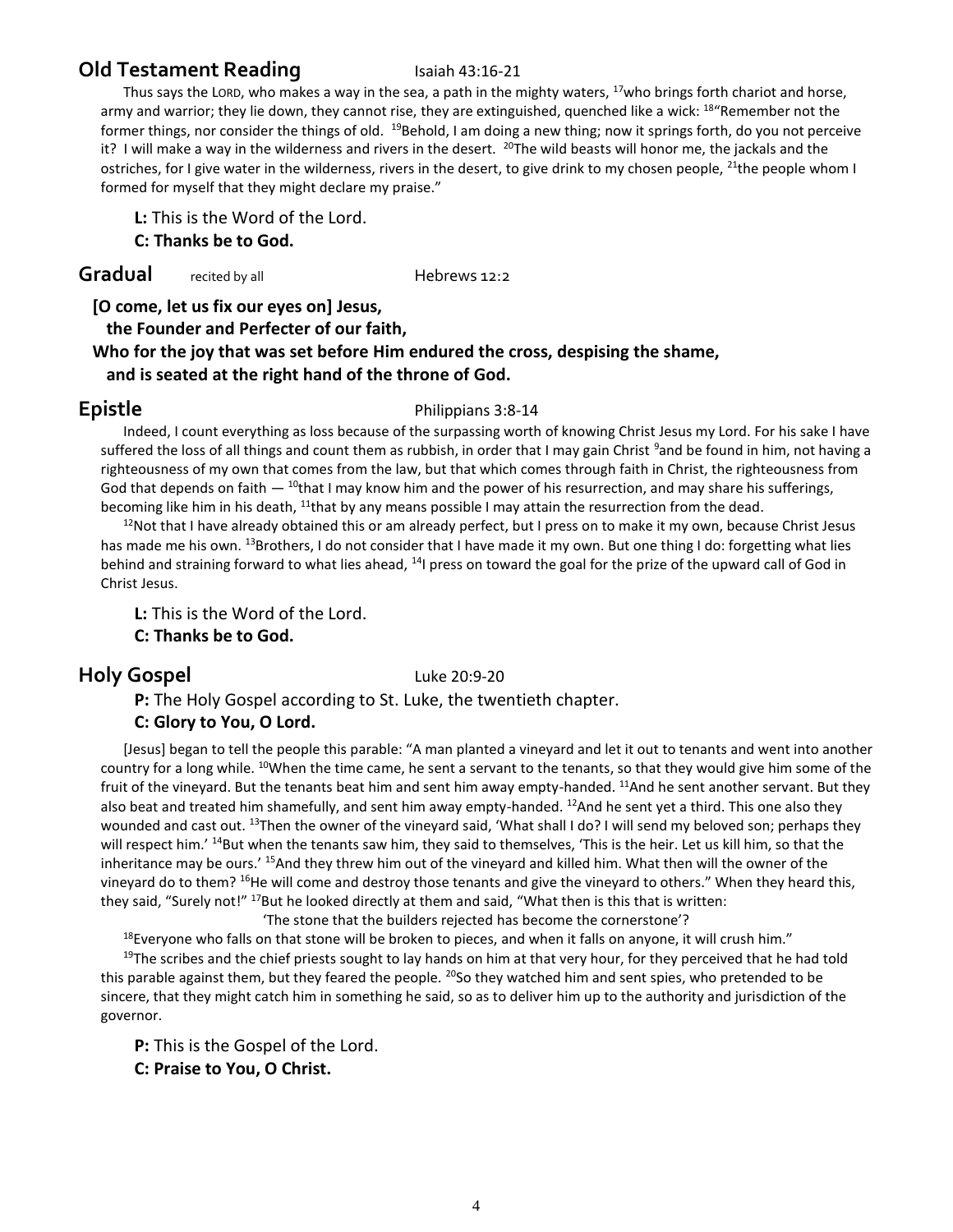## Old Testament Reading

Isaiah 43:16-21

Thus says the LORD, who makes a way in the sea, a path in the mighty waters, [17]who brings forth chariot and horse, army and warrior; they lie down, they cannot rise, they are extinguished, quenched like a wick: [18]"Remember not the former things, nor consider the things of old. [19]Behold, I am doing a new thing; now it springs forth, do you not perceive it? I will make a way in the wilderness and rivers in the desert. [20]The wild beasts will honor me, the jackals and the ostriches, for I give water in the wilderness, rivers in the desert, to give drink to my chosen people, [21]the people whom I formed for myself that they might declare my praise."

**L:** This is the Word of the Lord.
**C: Thanks be to God.**

## Gradual

recited by all — Hebrews 12:2

**[O come, let us fix our eyes on] Jesus,**
**the Founder and Perfecter of our faith,**
**Who for the joy that was set before Him endured the cross, despising the shame,**
**and is seated at the right hand of the throne of God.**

## Epistle

Philippians 3:8-14

Indeed, I count everything as loss because of the surpassing worth of knowing Christ Jesus my Lord. For his sake I have suffered the loss of all things and count them as rubbish, in order that I may gain Christ [9]and be found in him, not having a righteousness of my own that comes from the law, but that which comes through faith in Christ, the righteousness from God that depends on faith — [10]that I may know him and the power of his resurrection, and may share his sufferings, becoming like him in his death, [11]that by any means possible I may attain the resurrection from the dead.

[12]Not that I have already obtained this or am already perfect, but I press on to make it my own, because Christ Jesus has made me his own. [13]Brothers, I do not consider that I have made it my own. But one thing I do: forgetting what lies behind and straining forward to what lies ahead, [14]I press on toward the goal for the prize of the upward call of God in Christ Jesus.

**L:** This is the Word of the Lord.
**C: Thanks be to God.**

## Holy Gospel

Luke 20:9-20

**P:** The Holy Gospel according to St. Luke, the twentieth chapter.
**C: Glory to You, O Lord.**

[Jesus] began to tell the people this parable: "A man planted a vineyard and let it out to tenants and went into another country for a long while. [10]When the time came, he sent a servant to the tenants, so that they would give him some of the fruit of the vineyard. But the tenants beat him and sent him away empty-handed. [11]And he sent another servant. But they also beat and treated him shamefully, and sent him away empty-handed. [12]And he sent yet a third. This one also they wounded and cast out. [13]Then the owner of the vineyard said, 'What shall I do? I will send my beloved son; perhaps they will respect him.' [14]But when the tenants saw him, they said to themselves, 'This is the heir. Let us kill him, so that the inheritance may be ours.' [15]And they threw him out of the vineyard and killed him. What then will the owner of the vineyard do to them? [16]He will come and destroy those tenants and give the vineyard to others." When they heard this, they said, "Surely not!" [17]But he looked directly at them and said, "What then is this that is written:

'The stone that the builders rejected has become the cornerstone'?

[18]Everyone who falls on that stone will be broken to pieces, and when it falls on anyone, it will crush him."

[19]The scribes and the chief priests sought to lay hands on him at that very hour, for they perceived that he had told this parable against them, but they feared the people. [20]So they watched him and sent spies, who pretended to be sincere, that they might catch him in something he said, so as to deliver him up to the authority and jurisdiction of the governor.

**P:** This is the Gospel of the Lord.
**C: Praise to You, O Christ.**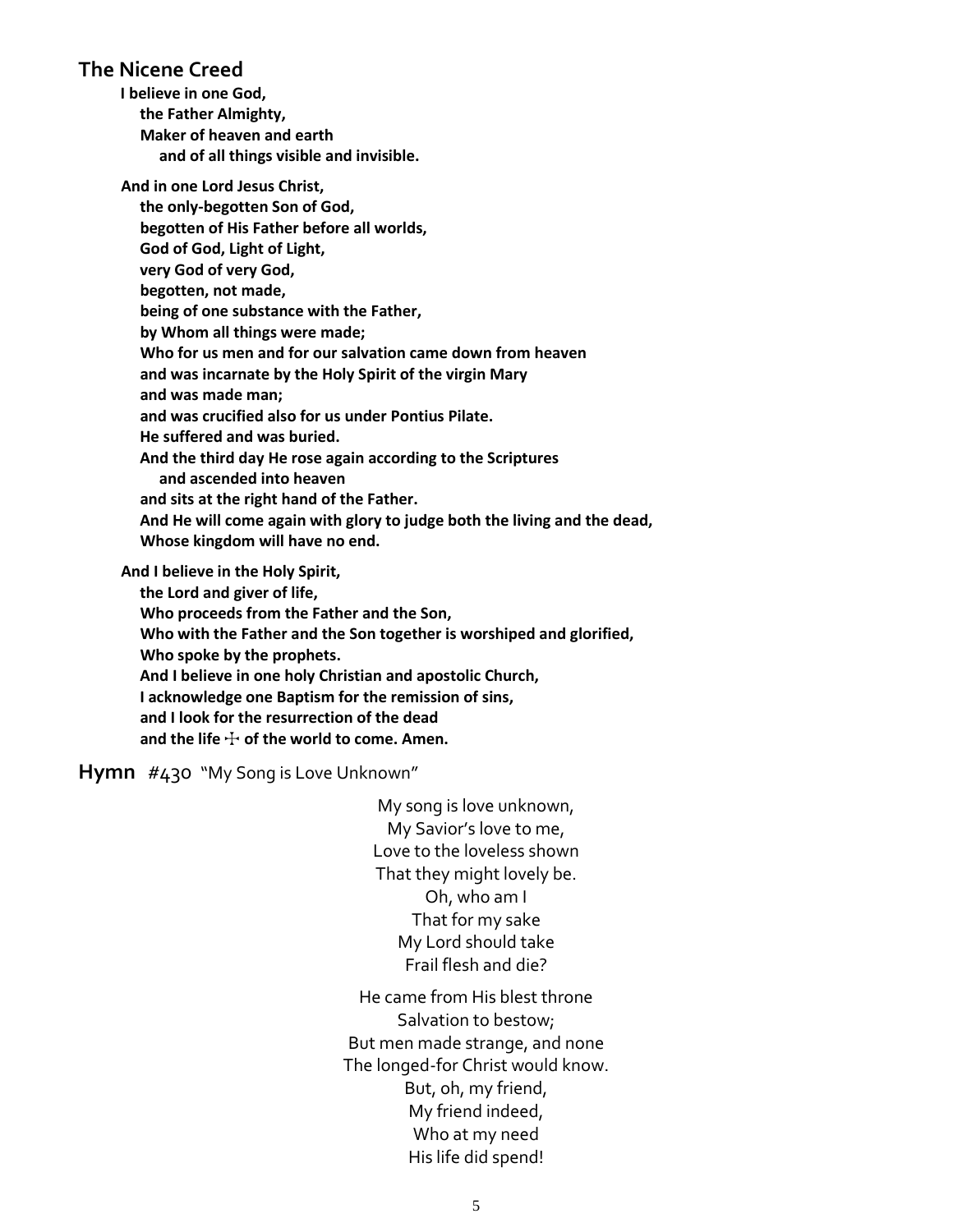## The Nicene Creed

**I believe in one God,**
**the Father Almighty,**
**Maker of heaven and earth**
**and of all things visible and invisible.**

**And in one Lord Jesus Christ,**
**the only-begotten Son of God,**
**begotten of His Father before all worlds,**
**God of God, Light of Light,**
**very God of very God,**
**begotten, not made,**
**being of one substance with the Father,**
**by Whom all things were made;**
**Who for us men and for our salvation came down from heaven**
**and was incarnate by the Holy Spirit of the virgin Mary**
**and was made man;**
**and was crucified also for us under Pontius Pilate.**
**He suffered and was buried.**
**And the third day He rose again according to the Scriptures**
**and ascended into heaven**
**and sits at the right hand of the Father.**
**And He will come again with glory to judge both the living and the dead,**
**Whose kingdom will have no end.**

**And I believe in the Holy Spirit,**
**the Lord and giver of life,**
**Who proceeds from the Father and the Son,**
**Who with the Father and the Son together is worshiped and glorified,**
**Who spoke by the prophets.**
**And I believe in one holy Christian and apostolic Church,**
**I acknowledge one Baptism for the remission of sins,**
**and I look for the resurrection of the dead**
**and the life ☩ of the world to come. Amen.**

**Hymn** #430 "My Song is Love Unknown"

My song is love unknown,
My Savior's love to me,
Love to the loveless shown
That they might lovely be.
Oh, who am I
That for my sake
My Lord should take
Frail flesh and die?

He came from His blest throne
Salvation to bestow;
But men made strange, and none
The longed-for Christ would know.
But, oh, my friend,
My friend indeed,
Who at my need
His life did spend!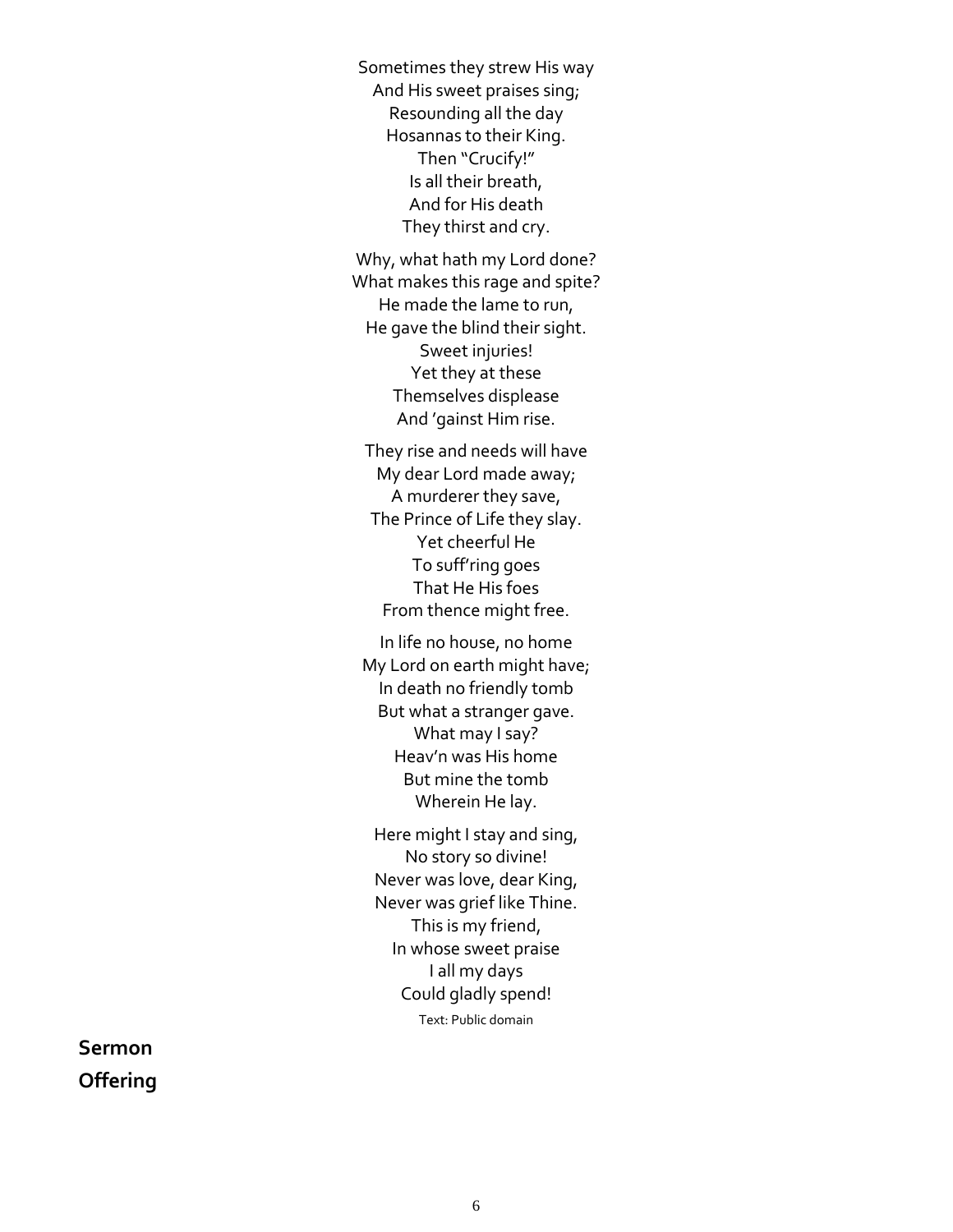Sometimes they strew His way  
And His sweet praises sing;  
Resounding all the day  
Hosannas to their King.  
Then "Crucify!"  
Is all their breath,  
And for His death  
They thirst and cry.

Why, what hath my Lord done?  
What makes this rage and spite?  
He made the lame to run,  
He gave the blind their sight.  
Sweet injuries!  
Yet they at these  
Themselves displease  
And 'gainst Him rise.

They rise and needs will have  
My dear Lord made away;  
A murderer they save,  
The Prince of Life they slay.  
Yet cheerful He  
To suff'ring goes  
That He His foes  
From thence might free.

In life no house, no home  
My Lord on earth might have;  
In death no friendly tomb  
But what a stranger gave.  
What may I say?  
Heav'n was His home  
But mine the tomb  
Wherein He lay.

Here might I stay and sing,  
No story so divine!  
Never was love, dear King,  
Never was grief like Thine.  
This is my friend,  
In whose sweet praise  
I all my days  
Could gladly spend!

Text: Public domain

**Sermon**

**Offering**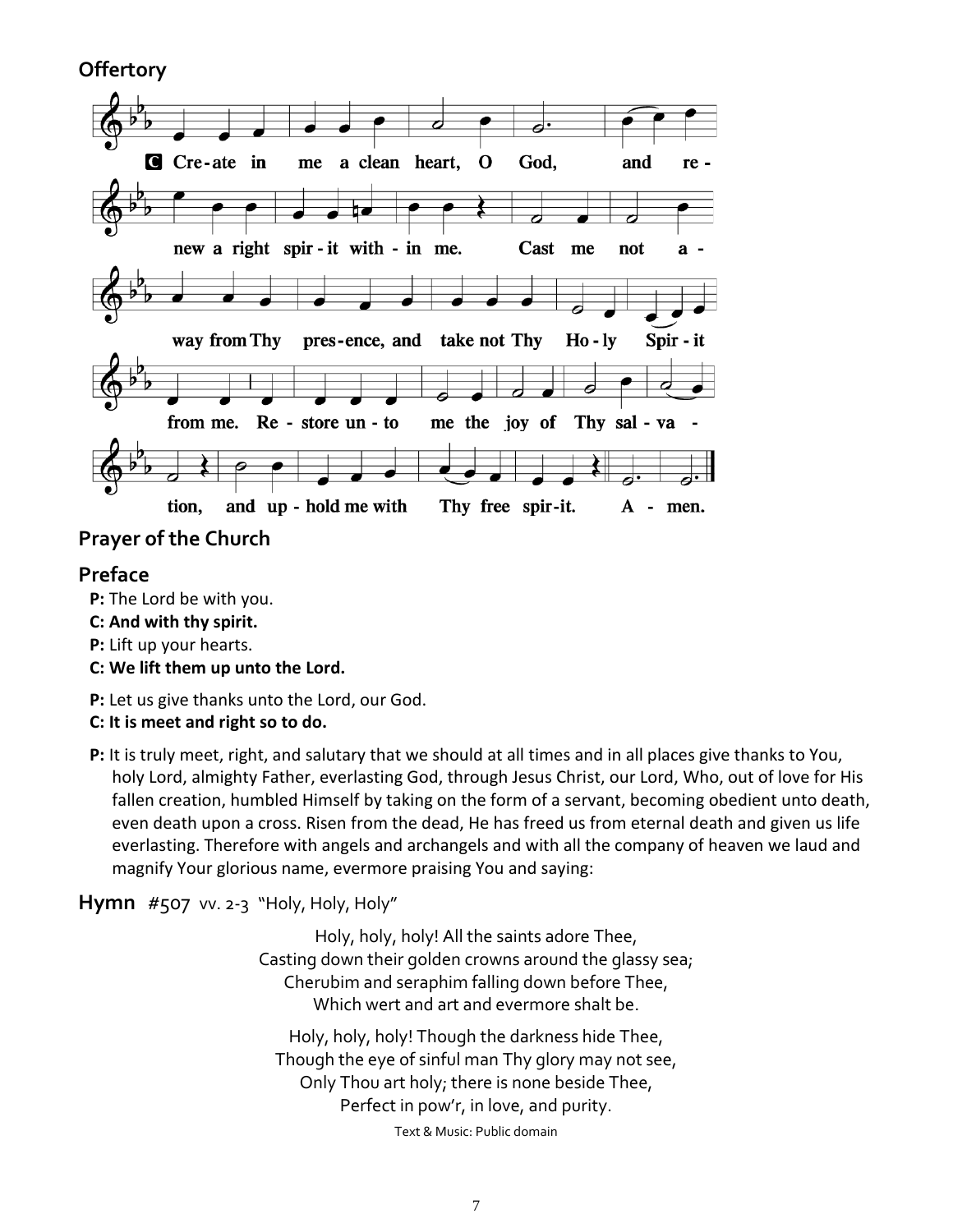## Offertory

**C** Create in me a clean heart, O God, and renew a right spirit within me. Cast me not away from Thy presence, and take not Thy Holy Spirit from me. Restore unto me the joy of Thy salvation, and uphold me with Thy free spirit. Amen.

## Prayer of the Church

## Preface

**P:** The Lord be with you.
**C: And with thy spirit.**
**P:** Lift up your hearts.
**C: We lift them up unto the Lord.**

**P:** Let us give thanks unto the Lord, our God.
**C: It is meet and right so to do.**

**P:** It is truly meet, right, and salutary that we should at all times and in all places give thanks to You, holy Lord, almighty Father, everlasting God, through Jesus Christ, our Lord, Who, out of love for His fallen creation, humbled Himself by taking on the form of a servant, becoming obedient unto death, even death upon a cross. Risen from the dead, He has freed us from eternal death and given us life everlasting. Therefore with angels and archangels and with all the company of heaven we laud and magnify Your glorious name, evermore praising You and saying:

**Hymn** #507 vv. 2-3 "Holy, Holy, Holy"

Holy, holy, holy! All the saints adore Thee,
Casting down their golden crowns around the glassy sea;
Cherubim and seraphim falling down before Thee,
Which wert and art and evermore shalt be.

Holy, holy, holy! Though the darkness hide Thee,
Though the eye of sinful man Thy glory may not see,
Only Thou art holy; there is none beside Thee,
Perfect in pow'r, in love, and purity.

Text & Music: Public domain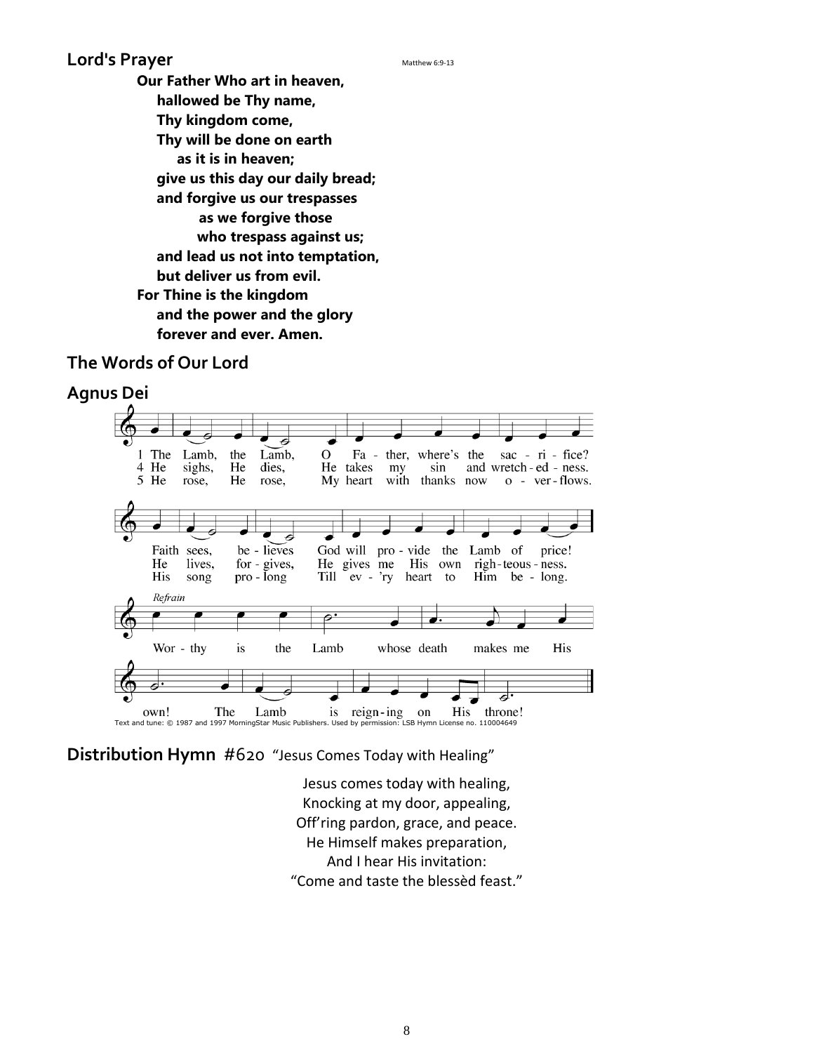## Lord's Prayer

Matthew 6:9-13

**Our Father Who art in heaven,**
**hallowed be Thy name,**
**Thy kingdom come,**
**Thy will be done on earth**
**as it is in heaven;**
**give us this day our daily bread;**
**and forgive us our trespasses**
**as we forgive those**
**who trespass against us;**
**and lead us not into temptation,**
**but deliver us from evil.**
**For Thine is the kingdom**
**and the power and the glory**
**forever and ever. Amen.**

## The Words of Our Lord

## Agnus Dei

1 The Lamb, the Lamb, O Fa - ther, where's the sac - ri - fice?
Faith sees, be - lieves God will pro - vide the Lamb of price!

4 He sighs, He dies, He takes my sin and wretch - ed - ness.
He lives, for - gives, He gives me His own righ - teous - ness.

5 He rose, He rose, My heart with thanks now o - ver - flows.
His song pro - long Till ev - 'ry heart to Him be - long.

*Refrain*

Wor - thy is the Lamb whose death makes me His own! The Lamb is reign - ing on His throne!

Text and tune: © 1987 and 1997 MorningStar Music Publishers. Used by permission: LSB Hymn License no. 110004649

## Distribution Hymn #620 "Jesus Comes Today with Healing"

Jesus comes today with healing,
Knocking at my door, appealing,
Off'ring pardon, grace, and peace.
He Himself makes preparation,
And I hear His invitation:
"Come and taste the blessèd feast."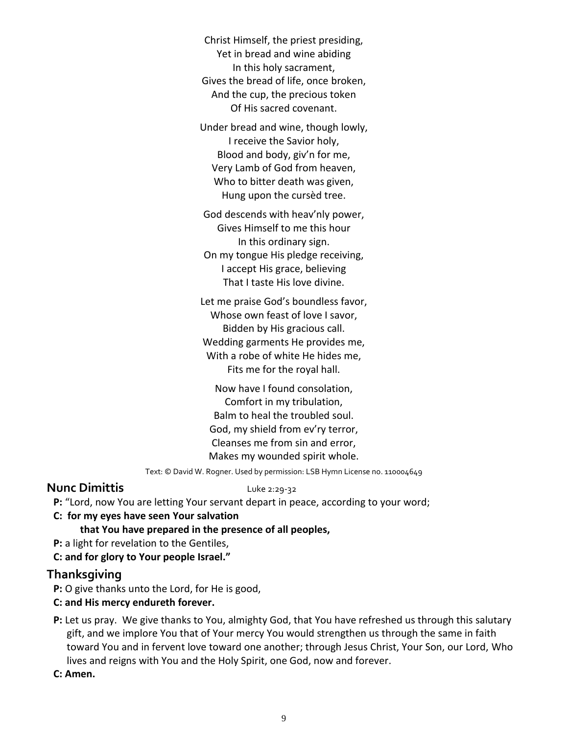Christ Himself, the priest presiding,
Yet in bread and wine abiding
In this holy sacrament,
Gives the bread of life, once broken,
And the cup, the precious token
Of His sacred covenant.

Under bread and wine, though lowly,
I receive the Savior holy,
Blood and body, giv'n for me,
Very Lamb of God from heaven,
Who to bitter death was given,
Hung upon the cursèd tree.

God descends with heav'nly power,
Gives Himself to me this hour
In this ordinary sign.
On my tongue His pledge receiving,
I accept His grace, believing
That I taste His love divine.

Let me praise God's boundless favor,
Whose own feast of love I savor,
Bidden by His gracious call.
Wedding garments He provides me,
With a robe of white He hides me,
Fits me for the royal hall.

Now have I found consolation,
Comfort in my tribulation,
Balm to heal the troubled soul.
God, my shield from ev'ry terror,
Cleanses me from sin and error,
Makes my wounded spirit whole.

Text: © David W. Rogner. Used by permission: LSB Hymn License no. 110004649

## Nunc Dimittis

Luke 2:29-32

**P:** "Lord, now You are letting Your servant depart in peace, according to your word;

**C: for my eyes have seen Your salvation**
**that You have prepared in the presence of all peoples,**

**P:** a light for revelation to the Gentiles,

**C: and for glory to Your people Israel."**

## Thanksgiving

**P:** O give thanks unto the Lord, for He is good,

**C: and His mercy endureth forever.**

**P:** Let us pray. We give thanks to You, almighty God, that You have refreshed us through this salutary gift, and we implore You that of Your mercy You would strengthen us through the same in faith toward You and in fervent love toward one another; through Jesus Christ, Your Son, our Lord, Who lives and reigns with You and the Holy Spirit, one God, now and forever.

**C: Amen.**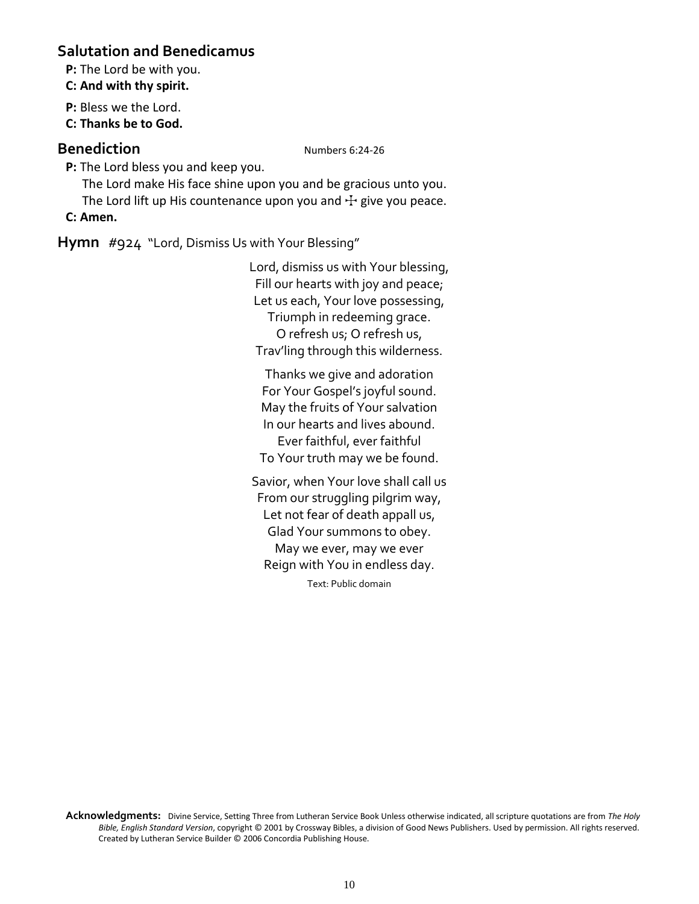## Salutation and Benedicamus

**P:** The Lord be with you.
**C: And with thy spirit.**

**P:** Bless we the Lord.
**C: Thanks be to God.**

## Benediction

Numbers 6:24-26

**P:** The Lord bless you and keep you.
The Lord make His face shine upon you and be gracious unto you.
The Lord lift up His countenance upon you and ☩ give you peace.
**C: Amen.**

**Hymn** #924 "Lord, Dismiss Us with Your Blessing"

Lord, dismiss us with Your blessing,
Fill our hearts with joy and peace;
Let us each, Your love possessing,
Triumph in redeeming grace.
O refresh us; O refresh us,
Trav'ling through this wilderness.

Thanks we give and adoration
For Your Gospel's joyful sound.
May the fruits of Your salvation
In our hearts and lives abound.
Ever faithful, ever faithful
To Your truth may we be found.

Savior, when Your love shall call us
From our struggling pilgrim way,
Let not fear of death appall us,
Glad Your summons to obey.
May we ever, may we ever
Reign with You in endless day.

Text: Public domain

**Acknowledgments:** Divine Service, Setting Three from Lutheran Service Book Unless otherwise indicated, all scripture quotations are from *The Holy Bible, English Standard Version*, copyright © 2001 by Crossway Bibles, a division of Good News Publishers. Used by permission. All rights reserved. Created by Lutheran Service Builder © 2006 Concordia Publishing House.